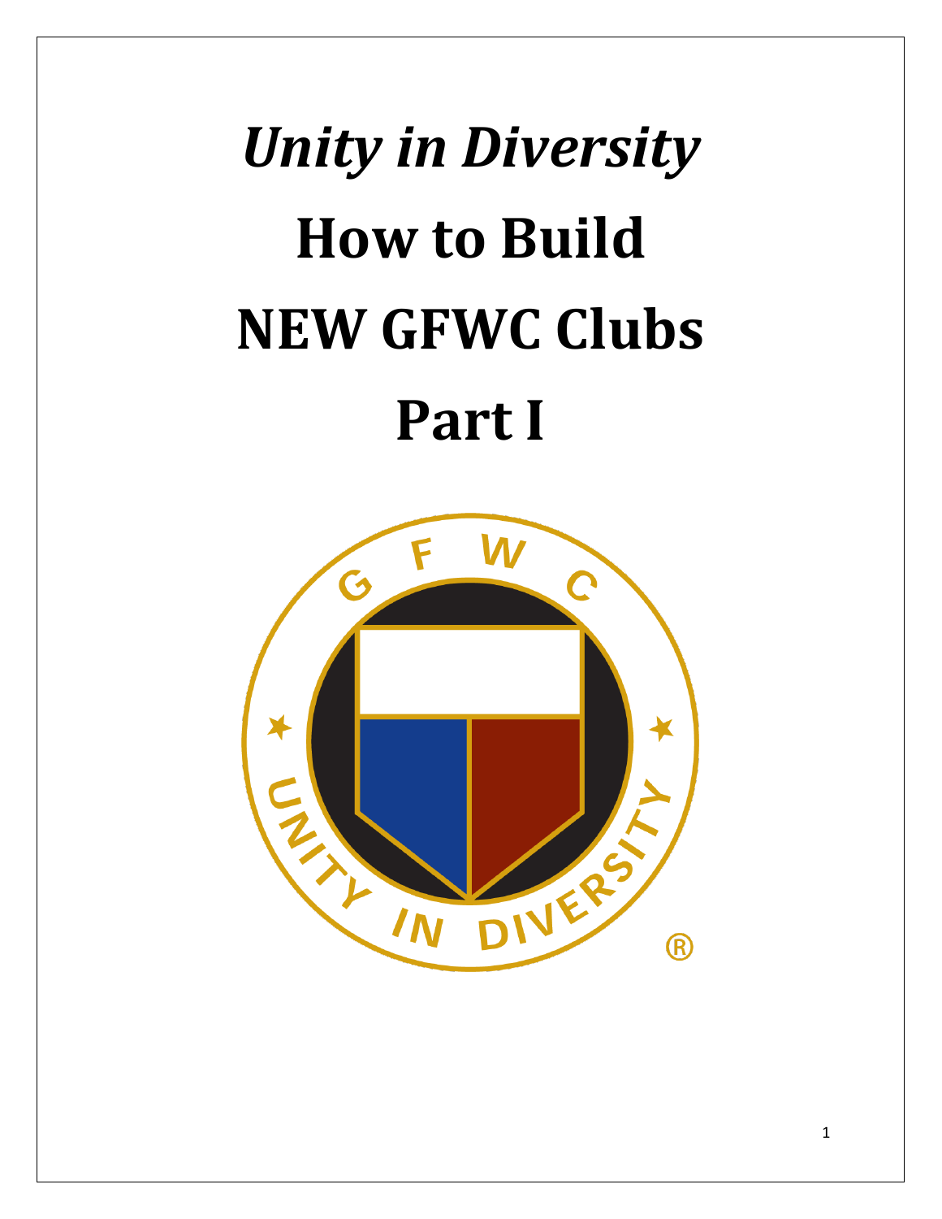# *Unity in Diversity*

# How to Build NEW GFWC Clubs

# Part I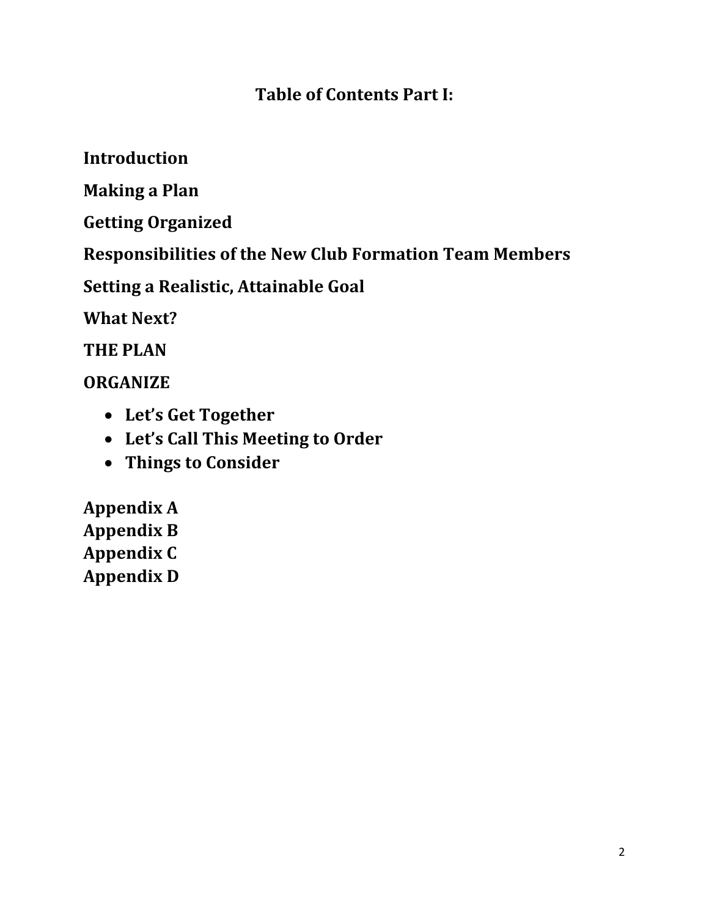# Table of Contents Part I:

**Introduction**

**Making a Plan**

**Getting Organized**

**Responsibilities of the New Club Formation Team Members**

**Setting a Realistic, Attainable Goal**

**What Next?**

**THE PLAN**

**ORGANIZE**

- **Let's Get Together**
- **Let's Call This Meeting to Order**
- **Things to Consider**

**Appendix A**
**Appendix B**
**Appendix C**
**Appendix D**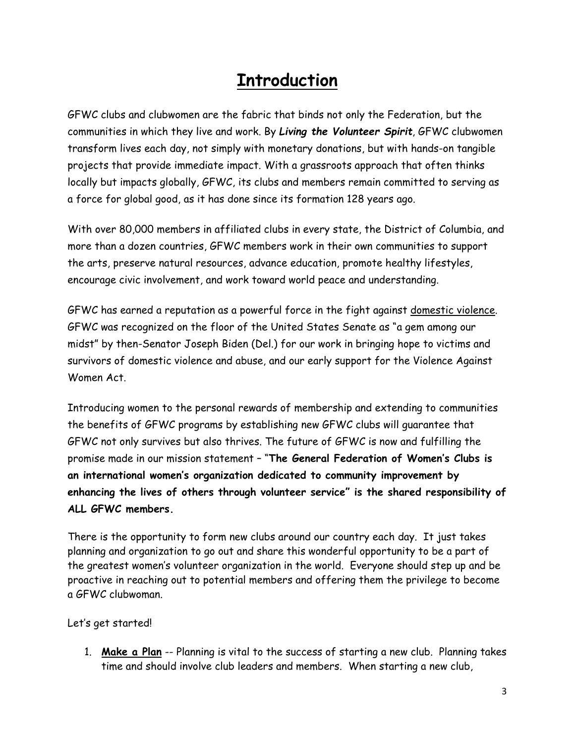# Introduction

GFWC clubs and clubwomen are the fabric that binds not only the Federation, but the communities in which they live and work. By ***Living the Volunteer Spirit***, GFWC clubwomen transform lives each day, not simply with monetary donations, but with hands-on tangible projects that provide immediate impact. With a grassroots approach that often thinks locally but impacts globally, GFWC, its clubs and members remain committed to serving as a force for global good, as it has done since its formation 128 years ago.

With over 80,000 members in affiliated clubs in every state, the District of Columbia, and more than a dozen countries, GFWC members work in their own communities to support the arts, preserve natural resources, advance education, promote healthy lifestyles, encourage civic involvement, and work toward world peace and understanding.

GFWC has earned a reputation as a powerful force in the fight against domestic violence. GFWC was recognized on the floor of the United States Senate as "a gem among our midst" by then-Senator Joseph Biden (Del.) for our work in bringing hope to victims and survivors of domestic violence and abuse, and our early support for the Violence Against Women Act.

Introducing women to the personal rewards of membership and extending to communities the benefits of GFWC programs by establishing new GFWC clubs will guarantee that GFWC not only survives but also thrives. The future of GFWC is now and fulfilling the promise made in our mission statement – "**The General Federation of Women's Clubs is an international women's organization dedicated to community improvement by enhancing the lives of others through volunteer service" is the shared responsibility of ALL GFWC members.**

There is the opportunity to form new clubs around our country each day. It just takes planning and organization to go out and share this wonderful opportunity to be a part of the greatest women's volunteer organization in the world. Everyone should step up and be proactive in reaching out to potential members and offering them the privilege to become a GFWC clubwoman.

Let's get started!

1. **Make a Plan** -- Planning is vital to the success of starting a new club. Planning takes time and should involve club leaders and members. When starting a new club,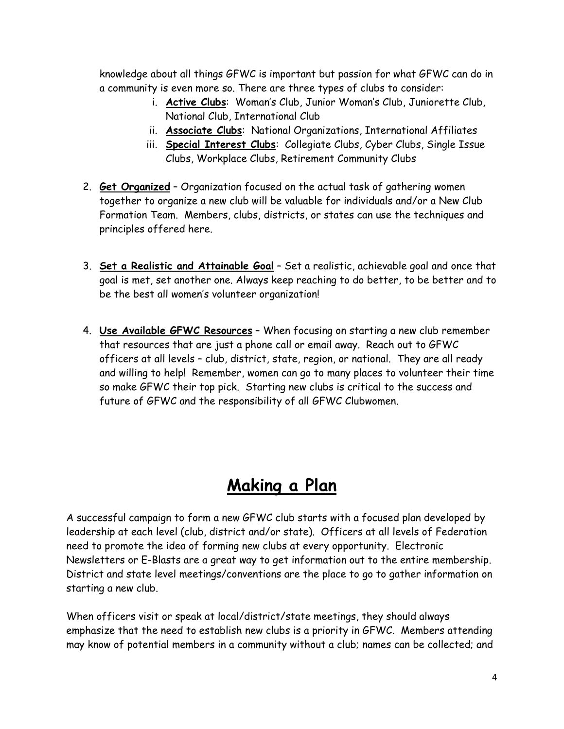knowledge about all things GFWC is important but passion for what GFWC can do in a community is even more so. There are three types of clubs to consider:

   i. **Active Clubs**: Woman's Club, Junior Woman's Club, Juniorette Club, National Club, International Club
   ii. **Associate Clubs**: National Organizations, International Affiliates
   iii. **Special Interest Clubs**: Collegiate Clubs, Cyber Clubs, Single Issue Clubs, Workplace Clubs, Retirement Community Clubs

2. **Get Organized** – Organization focused on the actual task of gathering women together to organize a new club will be valuable for individuals and/or a New Club Formation Team. Members, clubs, districts, or states can use the techniques and principles offered here.

3. **Set a Realistic and Attainable Goal** – Set a realistic, achievable goal and once that goal is met, set another one. Always keep reaching to do better, to be better and to be the best all women's volunteer organization!

4. **Use Available GFWC Resources** – When focusing on starting a new club remember that resources that are just a phone call or email away. Reach out to GFWC officers at all levels – club, district, state, region, or national. They are all ready and willing to help! Remember, women can go to many places to volunteer their time so make GFWC their top pick. Starting new clubs is critical to the success and future of GFWC and the responsibility of all GFWC Clubwomen.

# Making a Plan

A successful campaign to form a new GFWC club starts with a focused plan developed by leadership at each level (club, district and/or state). Officers at all levels of Federation need to promote the idea of forming new clubs at every opportunity. Electronic Newsletters or E-Blasts are a great way to get information out to the entire membership. District and state level meetings/conventions are the place to go to gather information on starting a new club.

When officers visit or speak at local/district/state meetings, they should always emphasize that the need to establish new clubs is a priority in GFWC. Members attending may know of potential members in a community without a club; names can be collected; and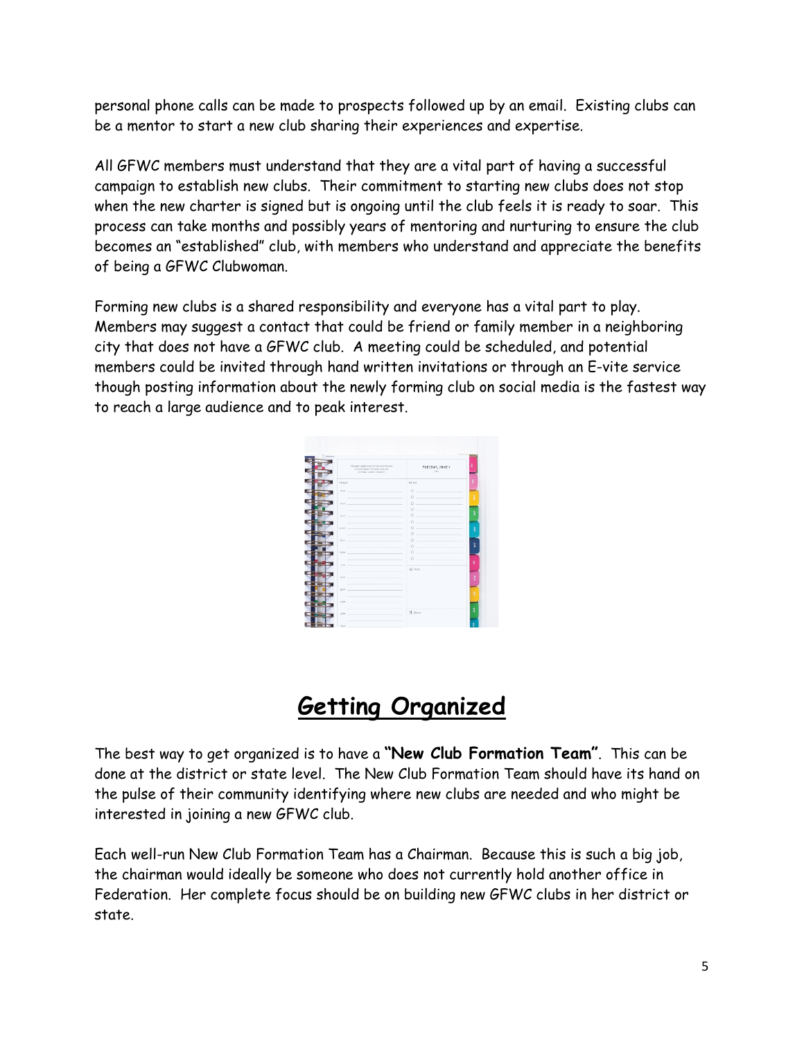personal phone calls can be made to prospects followed up by an email. Existing clubs can be a mentor to start a new club sharing their experiences and expertise.

All GFWC members must understand that they are a vital part of having a successful campaign to establish new clubs. Their commitment to starting new clubs does not stop when the new charter is signed but is ongoing until the club feels it is ready to soar. This process can take months and possibly years of mentoring and nurturing to ensure the club becomes an "established" club, with members who understand and appreciate the benefits of being a GFWC Clubwoman.

Forming new clubs is a shared responsibility and everyone has a vital part to play. Members may suggest a contact that could be friend or family member in a neighboring city that does not have a GFWC club. A meeting could be scheduled, and potential members could be invited through hand written invitations or through an E-vite service though posting information about the newly forming club on social media is the fastest way to reach a large audience and to peak interest.

## ***Getting Organized***

The best way to get organized is to have a **"New Club Formation Team"**. This can be done at the district or state level. The New Club Formation Team should have its hand on the pulse of their community identifying where new clubs are needed and who might be interested in joining a new GFWC club.

Each well-run New Club Formation Team has a Chairman. Because this is such a big job, the chairman would ideally be someone who does not currently hold another office in Federation. Her complete focus should be on building new GFWC clubs in her district or state.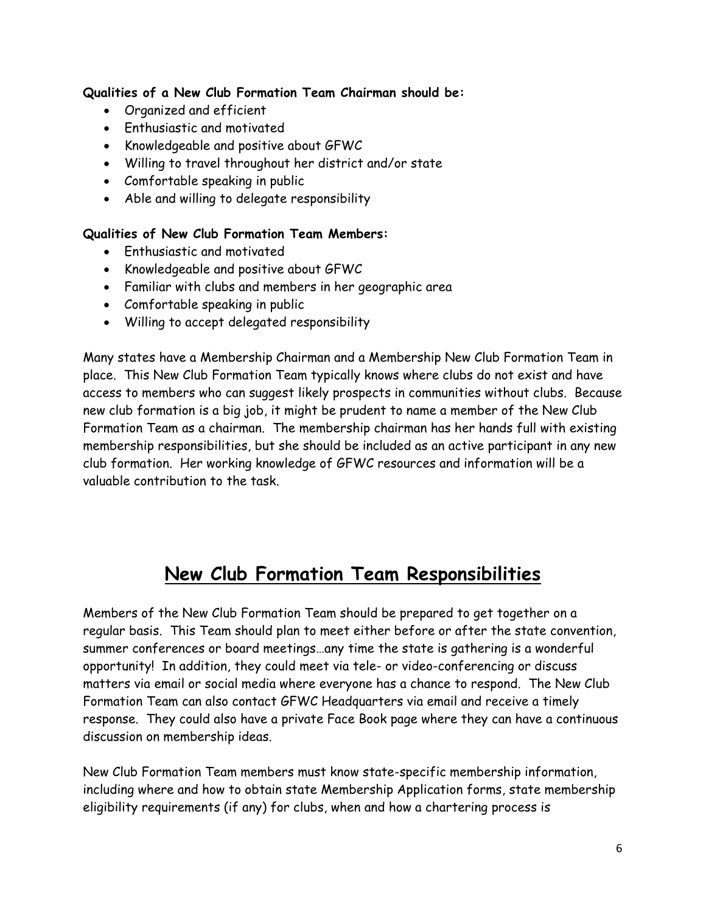**Qualities of a New Club Formation Team Chairman should be:**

- Organized and efficient
- Enthusiastic and motivated
- Knowledgeable and positive about GFWC
- Willing to travel throughout her district and/or state
- Comfortable speaking in public
- Able and willing to delegate responsibility

**Qualities of New Club Formation Team Members:**

- Enthusiastic and motivated
- Knowledgeable and positive about GFWC
- Familiar with clubs and members in her geographic area
- Comfortable speaking in public
- Willing to accept delegated responsibility

Many states have a Membership Chairman and a Membership New Club Formation Team in place. This New Club Formation Team typically knows where clubs do not exist and have access to members who can suggest likely prospects in communities without clubs. Because new club formation is a big job, it might be prudent to name a member of the New Club Formation Team as a chairman. The membership chairman has her hands full with existing membership responsibilities, but she should be included as an active participant in any new club formation. Her working knowledge of GFWC resources and information will be a valuable contribution to the task.

## New Club Formation Team Responsibilities

Members of the New Club Formation Team should be prepared to get together on a regular basis. This Team should plan to meet either before or after the state convention, summer conferences or board meetings…any time the state is gathering is a wonderful opportunity! In addition, they could meet via tele- or video-conferencing or discuss matters via email or social media where everyone has a chance to respond. The New Club Formation Team can also contact GFWC Headquarters via email and receive a timely response. They could also have a private Face Book page where they can have a continuous discussion on membership ideas.

New Club Formation Team members must know state-specific membership information, including where and how to obtain state Membership Application forms, state membership eligibility requirements (if any) for clubs, when and how a chartering process is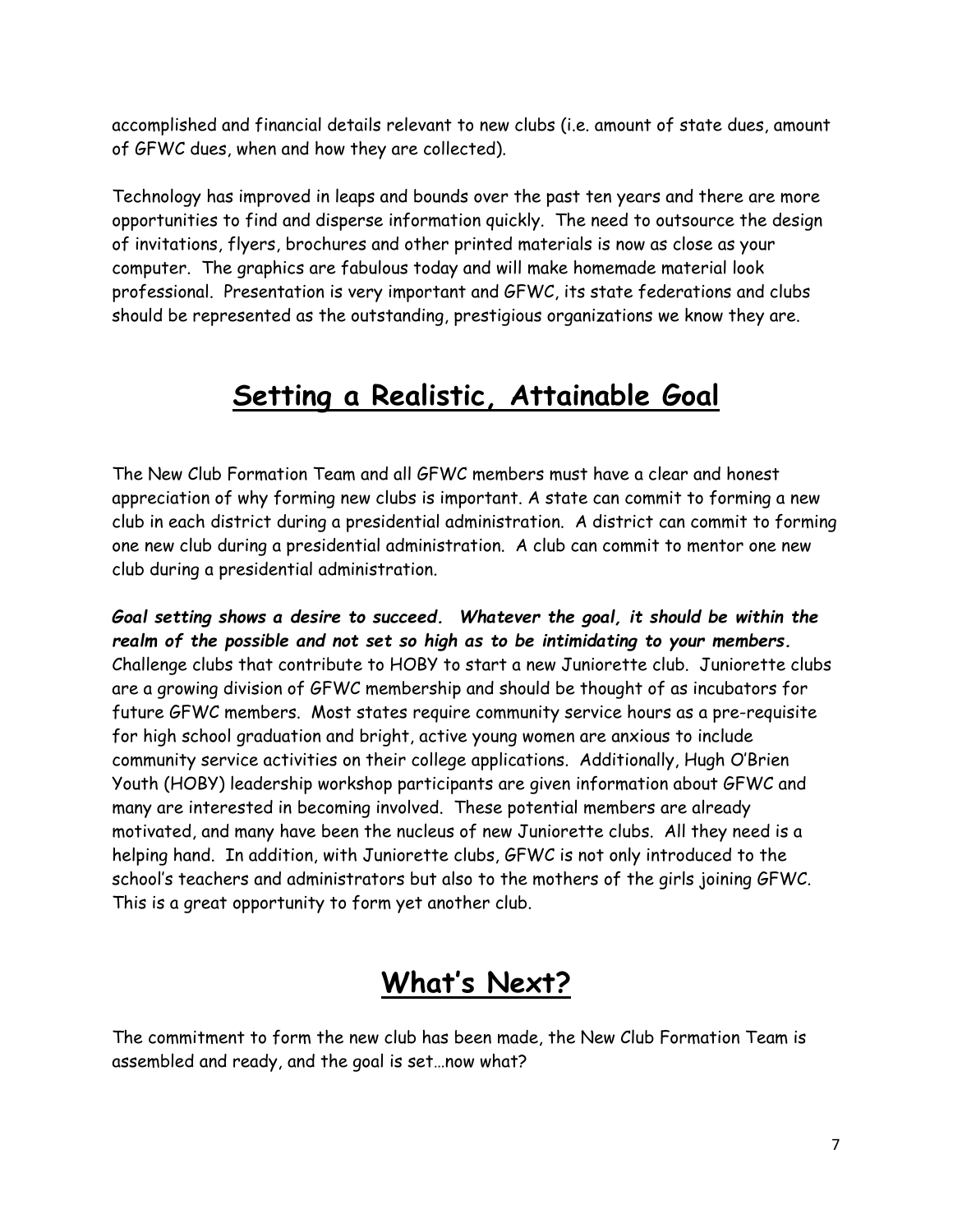accomplished and financial details relevant to new clubs (i.e. amount of state dues, amount of GFWC dues, when and how they are collected).

Technology has improved in leaps and bounds over the past ten years and there are more opportunities to find and disperse information quickly. The need to outsource the design of invitations, flyers, brochures and other printed materials is now as close as your computer. The graphics are fabulous today and will make homemade material look professional. Presentation is very important and GFWC, its state federations and clubs should be represented as the outstanding, prestigious organizations we know they are.

## Setting a Realistic, Attainable Goal

The New Club Formation Team and all GFWC members must have a clear and honest appreciation of why forming new clubs is important. A state can commit to forming a new club in each district during a presidential administration. A district can commit to forming one new club during a presidential administration. A club can commit to mentor one new club during a presidential administration.

***Goal setting shows a desire to succeed. Whatever the goal, it should be within the realm of the possible and not set so high as to be intimidating to your members.*** Challenge clubs that contribute to HOBY to start a new Juniorette club. Juniorette clubs are a growing division of GFWC membership and should be thought of as incubators for future GFWC members. Most states require community service hours as a pre-requisite for high school graduation and bright, active young women are anxious to include community service activities on their college applications. Additionally, Hugh O'Brien Youth (HOBY) leadership workshop participants are given information about GFWC and many are interested in becoming involved. These potential members are already motivated, and many have been the nucleus of new Juniorette clubs. All they need is a helping hand. In addition, with Juniorette clubs, GFWC is not only introduced to the school's teachers and administrators but also to the mothers of the girls joining GFWC. This is a great opportunity to form yet another club.

## What's Next?

The commitment to form the new club has been made, the New Club Formation Team is assembled and ready, and the goal is set…now what?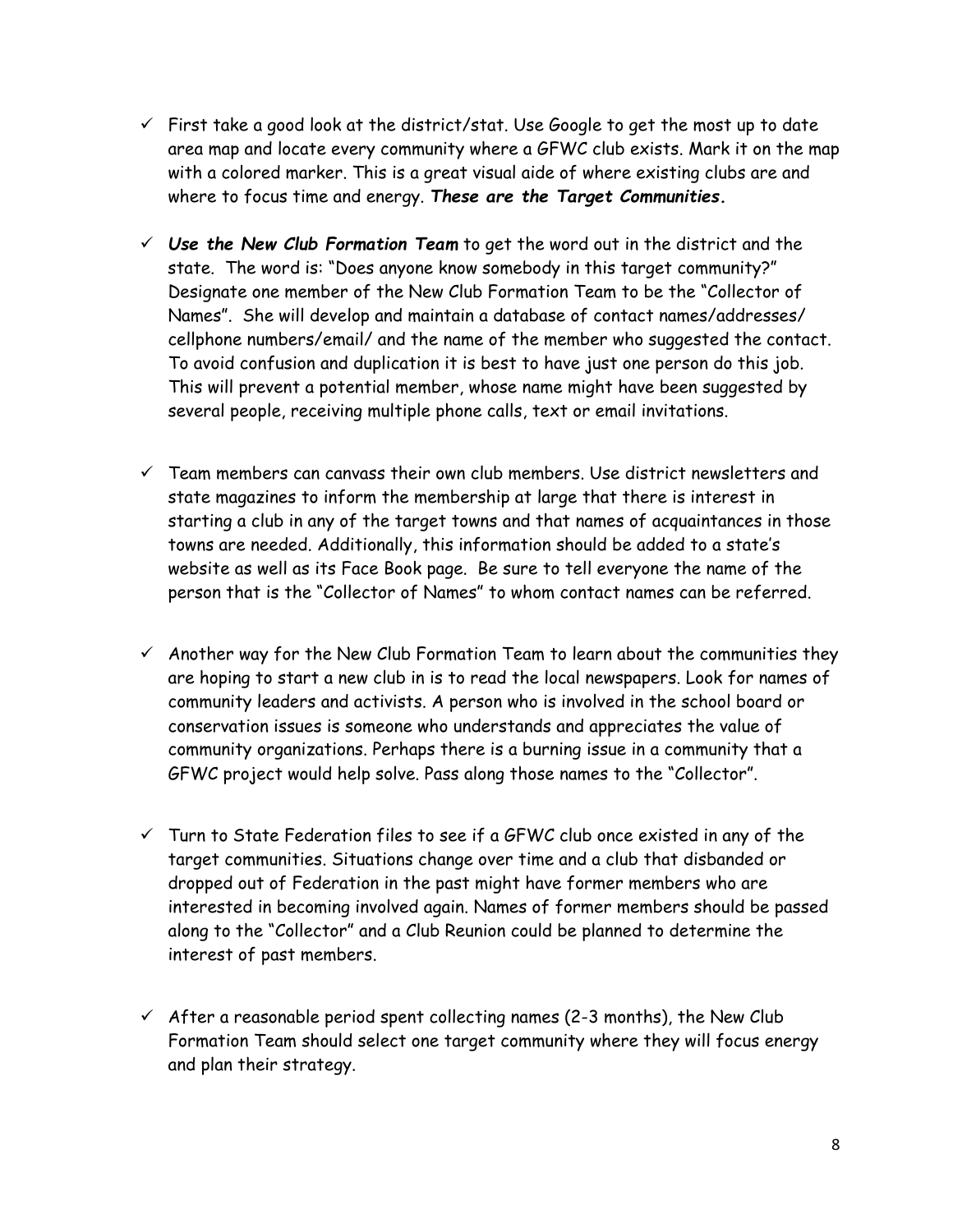- ✓ First take a good look at the district/stat. Use Google to get the most up to date area map and locate every community where a GFWC club exists. Mark it on the map with a colored marker. This is a great visual aide of where existing clubs are and where to focus time and energy. ***These are the Target Communities.***

- ✓ ***Use the New Club Formation Team*** to get the word out in the district and the state. The word is: "Does anyone know somebody in this target community?" Designate one member of the New Club Formation Team to be the "Collector of Names". She will develop and maintain a database of contact names/addresses/ cellphone numbers/email/ and the name of the member who suggested the contact. To avoid confusion and duplication it is best to have just one person do this job. This will prevent a potential member, whose name might have been suggested by several people, receiving multiple phone calls, text or email invitations.

- ✓ Team members can canvass their own club members. Use district newsletters and state magazines to inform the membership at large that there is interest in starting a club in any of the target towns and that names of acquaintances in those towns are needed. Additionally, this information should be added to a state's website as well as its Face Book page. Be sure to tell everyone the name of the person that is the "Collector of Names" to whom contact names can be referred.

- ✓ Another way for the New Club Formation Team to learn about the communities they are hoping to start a new club in is to read the local newspapers. Look for names of community leaders and activists. A person who is involved in the school board or conservation issues is someone who understands and appreciates the value of community organizations. Perhaps there is a burning issue in a community that a GFWC project would help solve. Pass along those names to the "Collector".

- ✓ Turn to State Federation files to see if a GFWC club once existed in any of the target communities. Situations change over time and a club that disbanded or dropped out of Federation in the past might have former members who are interested in becoming involved again. Names of former members should be passed along to the "Collector" and a Club Reunion could be planned to determine the interest of past members.

- ✓ After a reasonable period spent collecting names (2-3 months), the New Club Formation Team should select one target community where they will focus energy and plan their strategy.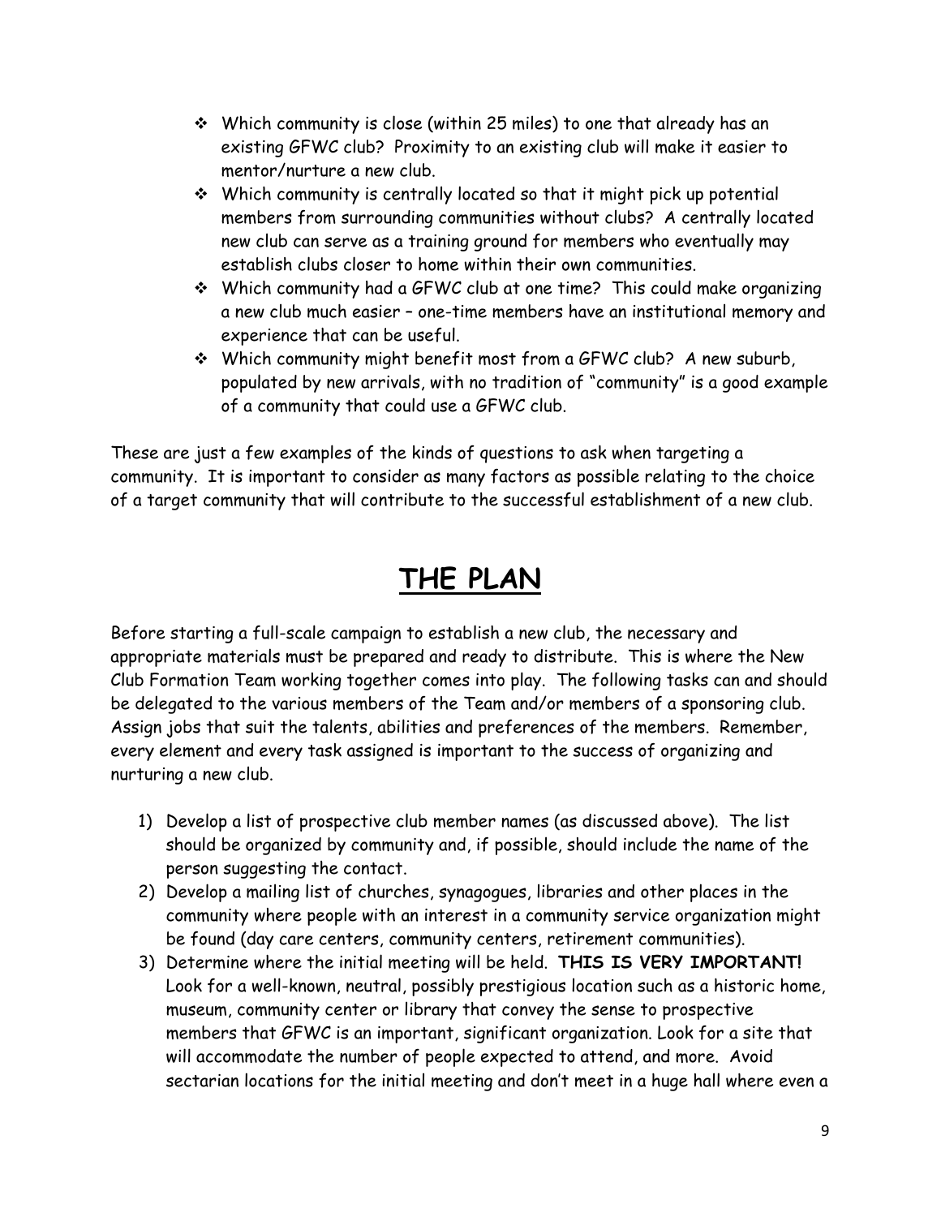- Which community is close (within 25 miles) to one that already has an existing GFWC club? Proximity to an existing club will make it easier to mentor/nurture a new club.
- Which community is centrally located so that it might pick up potential members from surrounding communities without clubs? A centrally located new club can serve as a training ground for members who eventually may establish clubs closer to home within their own communities.
- Which community had a GFWC club at one time? This could make organizing a new club much easier – one-time members have an institutional memory and experience that can be useful.
- Which community might benefit most from a GFWC club? A new suburb, populated by new arrivals, with no tradition of "community" is a good example of a community that could use a GFWC club.

These are just a few examples of the kinds of questions to ask when targeting a community. It is important to consider as many factors as possible relating to the choice of a target community that will contribute to the successful establishment of a new club.

# THE PLAN

Before starting a full-scale campaign to establish a new club, the necessary and appropriate materials must be prepared and ready to distribute. This is where the New Club Formation Team working together comes into play. The following tasks can and should be delegated to the various members of the Team and/or members of a sponsoring club. Assign jobs that suit the talents, abilities and preferences of the members. Remember, every element and every task assigned is important to the success of organizing and nurturing a new club.

1) Develop a list of prospective club member names (as discussed above). The list should be organized by community and, if possible, should include the name of the person suggesting the contact.
2) Develop a mailing list of churches, synagogues, libraries and other places in the community where people with an interest in a community service organization might be found (day care centers, community centers, retirement communities).
3) Determine where the initial meeting will be held. **THIS IS VERY IMPORTANT!** Look for a well-known, neutral, possibly prestigious location such as a historic home, museum, community center or library that convey the sense to prospective members that GFWC is an important, significant organization. Look for a site that will accommodate the number of people expected to attend, and more. Avoid sectarian locations for the initial meeting and don't meet in a huge hall where even a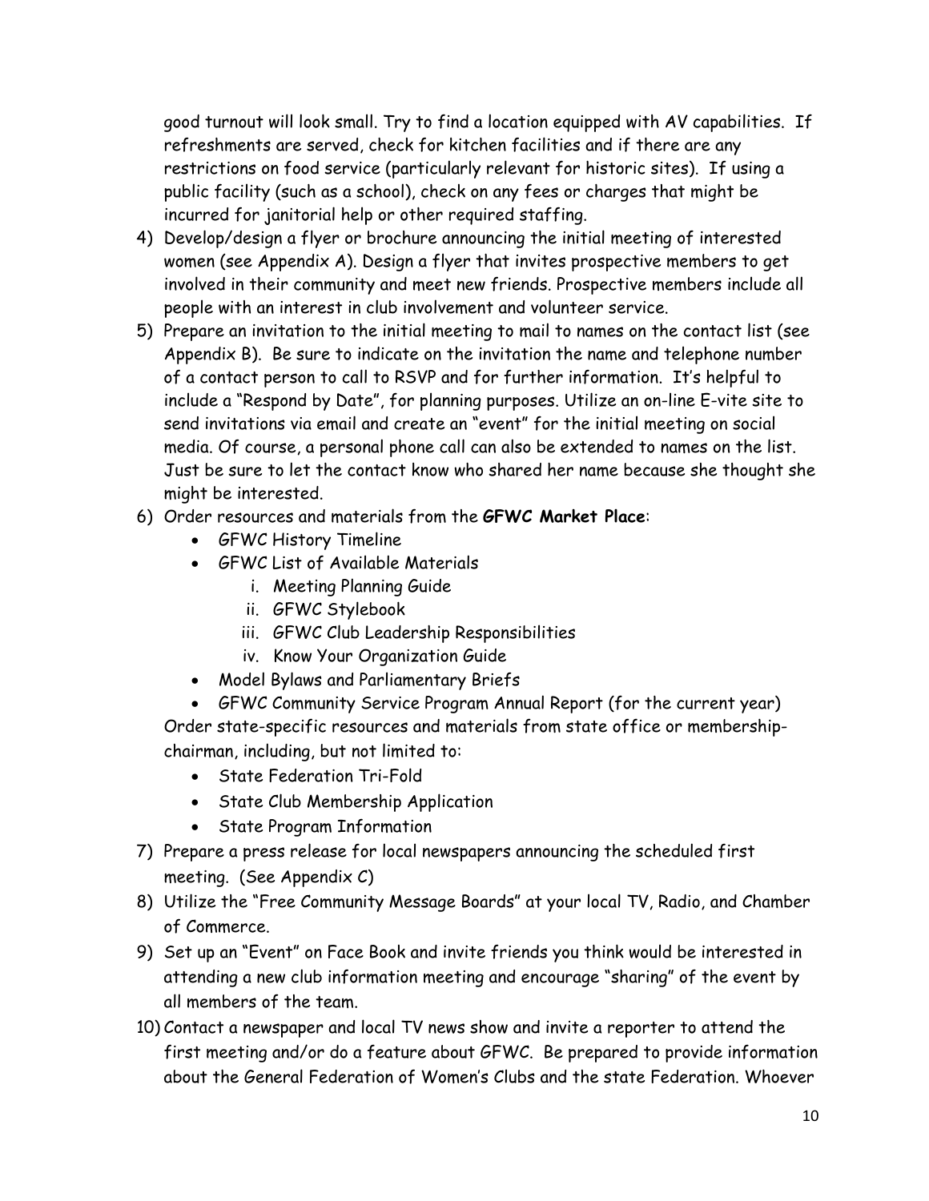good turnout will look small. Try to find a location equipped with AV capabilities. If refreshments are served, check for kitchen facilities and if there are any restrictions on food service (particularly relevant for historic sites). If using a public facility (such as a school), check on any fees or charges that might be incurred for janitorial help or other required staffing.

4) Develop/design a flyer or brochure announcing the initial meeting of interested women (see Appendix A). Design a flyer that invites prospective members to get involved in their community and meet new friends. Prospective members include all people with an interest in club involvement and volunteer service.
5) Prepare an invitation to the initial meeting to mail to names on the contact list (see Appendix B). Be sure to indicate on the invitation the name and telephone number of a contact person to call to RSVP and for further information. It's helpful to include a "Respond by Date", for planning purposes. Utilize an on-line E-vite site to send invitations via email and create an "event" for the initial meeting on social media. Of course, a personal phone call can also be extended to names on the list. Just be sure to let the contact know who shared her name because she thought she might be interested.
6) Order resources and materials from the **GFWC Market Place**:
   - GFWC History Timeline
   - GFWC List of Available Materials
      i. Meeting Planning Guide
      ii. GFWC Stylebook
      iii. GFWC Club Leadership Responsibilities
      iv. Know Your Organization Guide
   - Model Bylaws and Parliamentary Briefs
   - GFWC Community Service Program Annual Report (for the current year)

   Order state-specific resources and materials from state office or membership-chairman, including, but not limited to:
   - State Federation Tri-Fold
   - State Club Membership Application
   - State Program Information
7) Prepare a press release for local newspapers announcing the scheduled first meeting. (See Appendix C)
8) Utilize the "Free Community Message Boards" at your local TV, Radio, and Chamber of Commerce.
9) Set up an "Event" on Face Book and invite friends you think would be interested in attending a new club information meeting and encourage "sharing" of the event by all members of the team.
10) Contact a newspaper and local TV news show and invite a reporter to attend the first meeting and/or do a feature about GFWC. Be prepared to provide information about the General Federation of Women's Clubs and the state Federation. Whoever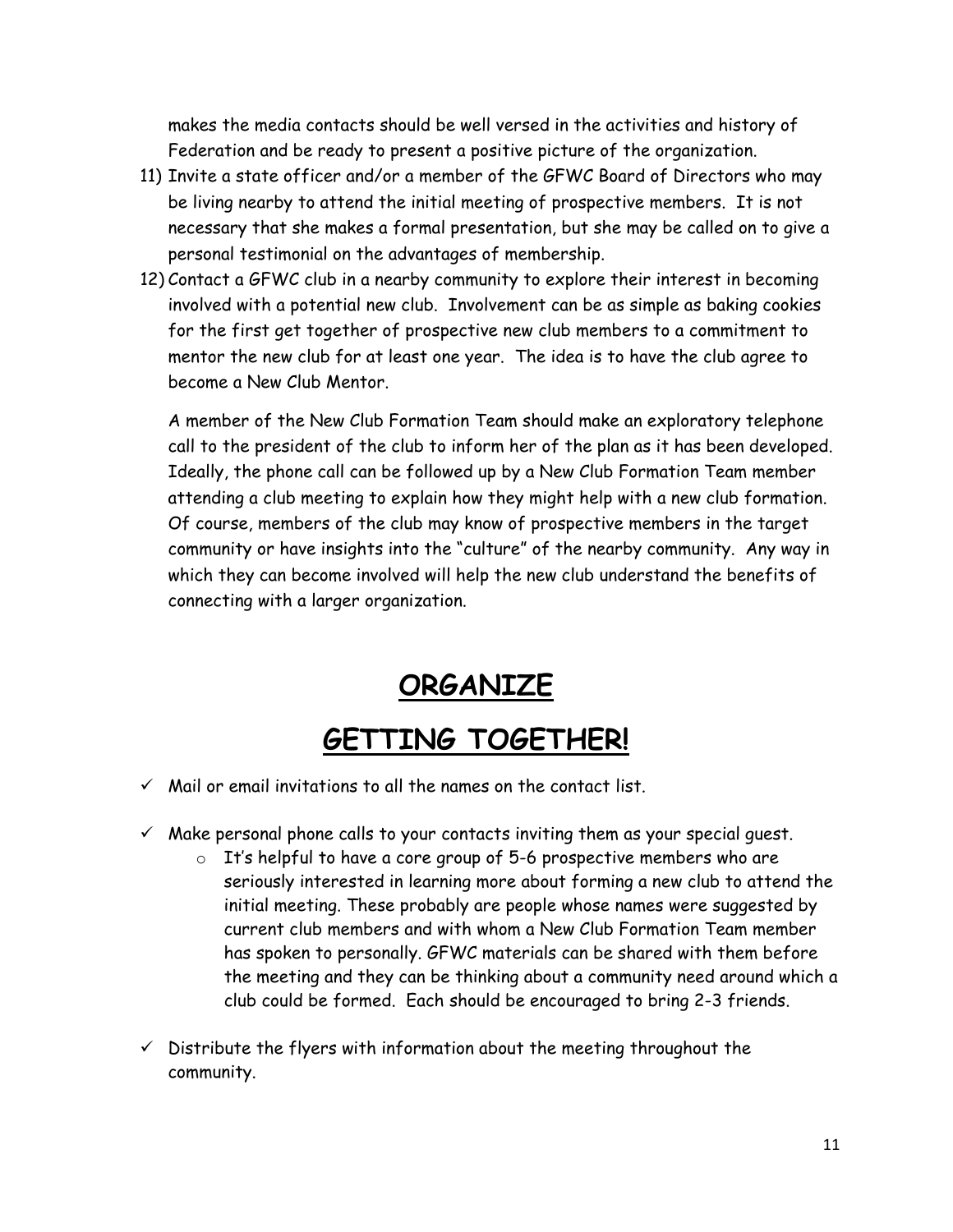makes the media contacts should be well versed in the activities and history of Federation and be ready to present a positive picture of the organization.

11) Invite a state officer and/or a member of the GFWC Board of Directors who may be living nearby to attend the initial meeting of prospective members. It is not necessary that she makes a formal presentation, but she may be called on to give a personal testimonial on the advantages of membership.
12) Contact a GFWC club in a nearby community to explore their interest in becoming involved with a potential new club. Involvement can be as simple as baking cookies for the first get together of prospective new club members to a commitment to mentor the new club for at least one year. The idea is to have the club agree to become a New Club Mentor.

    A member of the New Club Formation Team should make an exploratory telephone call to the president of the club to inform her of the plan as it has been developed. Ideally, the phone call can be followed up by a New Club Formation Team member attending a club meeting to explain how they might help with a new club formation. Of course, members of the club may know of prospective members in the target community or have insights into the "culture" of the nearby community. Any way in which they can become involved will help the new club understand the benefits of connecting with a larger organization.

# ORGANIZE

# GETTING TOGETHER!

- ✓ Mail or email invitations to all the names on the contact list.
- ✓ Make personal phone calls to your contacts inviting them as your special guest.
    - It's helpful to have a core group of 5-6 prospective members who are seriously interested in learning more about forming a new club to attend the initial meeting. These probably are people whose names were suggested by current club members and with whom a New Club Formation Team member has spoken to personally. GFWC materials can be shared with them before the meeting and they can be thinking about a community need around which a club could be formed. Each should be encouraged to bring 2-3 friends.
- ✓ Distribute the flyers with information about the meeting throughout the community.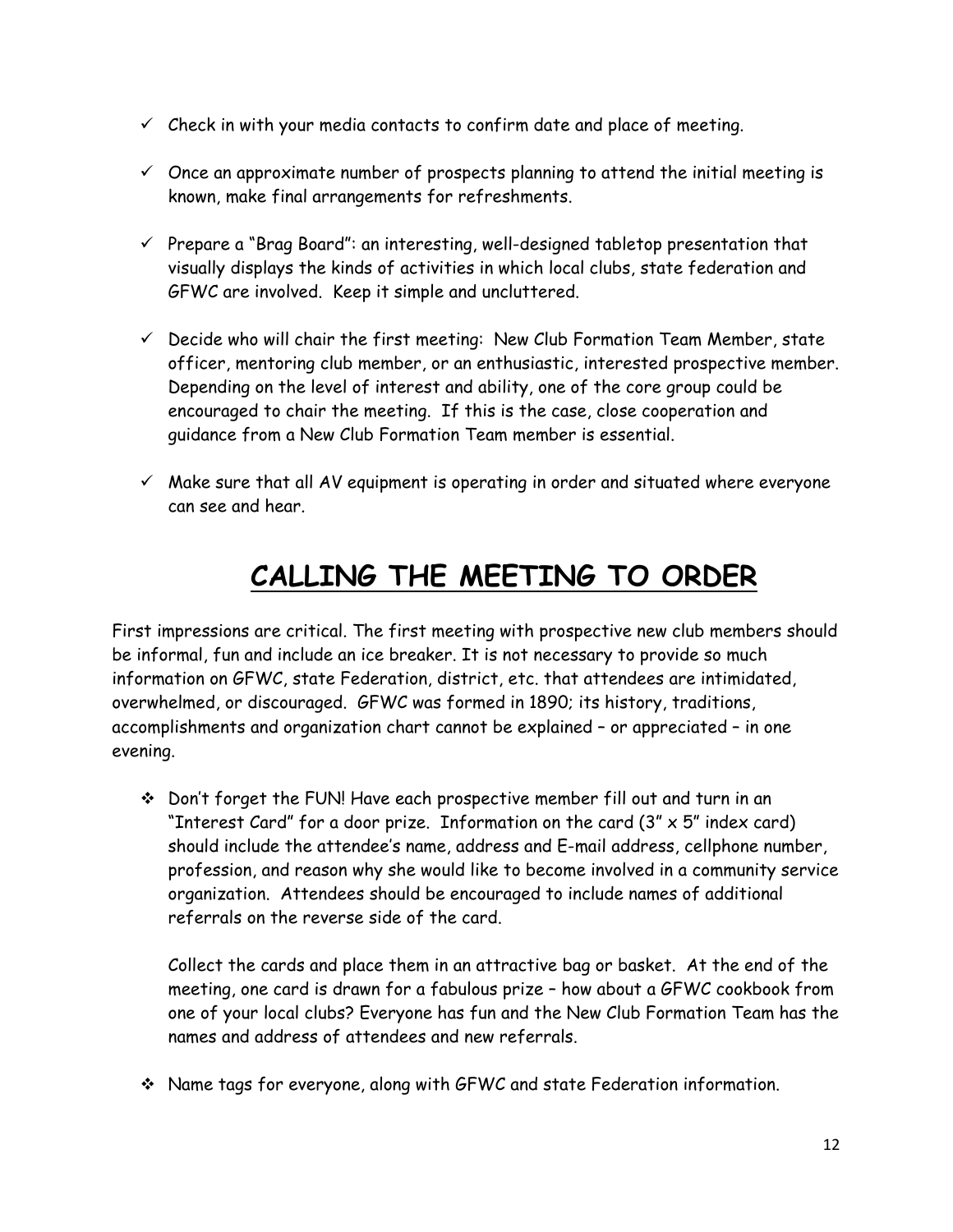- ✓ Check in with your media contacts to confirm date and place of meeting.

- ✓ Once an approximate number of prospects planning to attend the initial meeting is known, make final arrangements for refreshments.

- ✓ Prepare a "Brag Board": an interesting, well-designed tabletop presentation that visually displays the kinds of activities in which local clubs, state federation and GFWC are involved. Keep it simple and uncluttered.

- ✓ Decide who will chair the first meeting: New Club Formation Team Member, state officer, mentoring club member, or an enthusiastic, interested prospective member. Depending on the level of interest and ability, one of the core group could be encouraged to chair the meeting. If this is the case, close cooperation and guidance from a New Club Formation Team member is essential.

- ✓ Make sure that all AV equipment is operating in order and situated where everyone can see and hear.

# CALLING THE MEETING TO ORDER

First impressions are critical. The first meeting with prospective new club members should be informal, fun and include an ice breaker. It is not necessary to provide so much information on GFWC, state Federation, district, etc. that attendees are intimidated, overwhelmed, or discouraged. GFWC was formed in 1890; its history, traditions, accomplishments and organization chart cannot be explained – or appreciated – in one evening.

- ❖ Don't forget the FUN! Have each prospective member fill out and turn in an "Interest Card" for a door prize. Information on the card (3" x 5" index card) should include the attendee's name, address and E-mail address, cellphone number, profession, and reason why she would like to become involved in a community service organization. Attendees should be encouraged to include names of additional referrals on the reverse side of the card.

  Collect the cards and place them in an attractive bag or basket. At the end of the meeting, one card is drawn for a fabulous prize – how about a GFWC cookbook from one of your local clubs? Everyone has fun and the New Club Formation Team has the names and address of attendees and new referrals.

- ❖ Name tags for everyone, along with GFWC and state Federation information.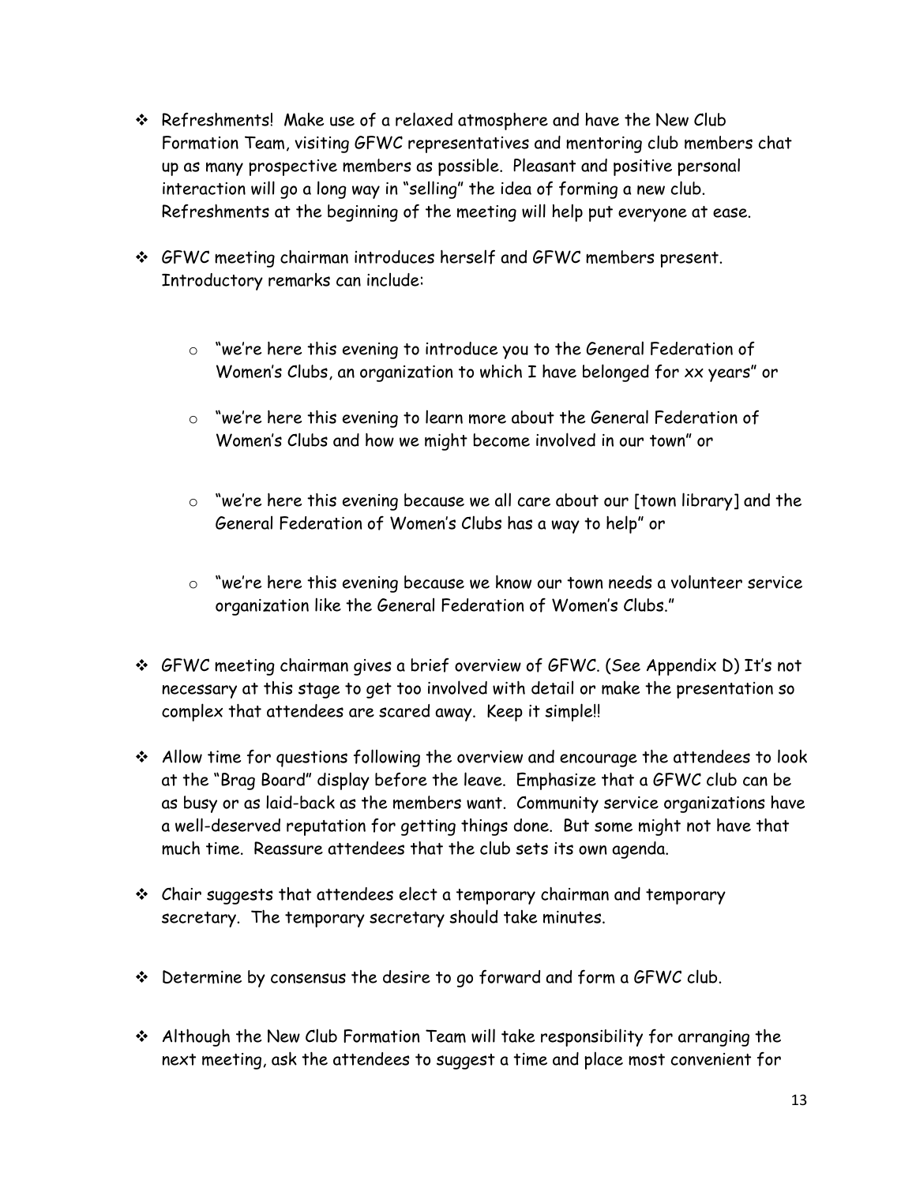- Refreshments!  Make use of a relaxed atmosphere and have the New Club Formation Team, visiting GFWC representatives and mentoring club members chat up as many prospective members as possible.  Pleasant and positive personal interaction will go a long way in "selling" the idea of forming a new club.  Refreshments at the beginning of the meeting will help put everyone at ease.

- GFWC meeting chairman introduces herself and GFWC members present.  Introductory remarks can include:

  - "we're here this evening to introduce you to the General Federation of Women's Clubs, an organization to which I have belonged for xx years" or

  - "we're here this evening to learn more about the General Federation of Women's Clubs and how we might become involved in our town" or

  - "we're here this evening because we all care about our [town library] and the General Federation of Women's Clubs has a way to help" or

  - "we're here this evening because we know our town needs a volunteer service organization like the General Federation of Women's Clubs."

- GFWC meeting chairman gives a brief overview of GFWC. (See Appendix D) It's not necessary at this stage to get too involved with detail or make the presentation so complex that attendees are scared away.  Keep it simple!!

- Allow time for questions following the overview and encourage the attendees to look at the "Brag Board" display before the leave.  Emphasize that a GFWC club can be as busy or as laid-back as the members want.  Community service organizations have a well-deserved reputation for getting things done.  But some might not have that much time.  Reassure attendees that the club sets its own agenda.

- Chair suggests that attendees elect a temporary chairman and temporary secretary.  The temporary secretary should take minutes.

- Determine by consensus the desire to go forward and form a GFWC club.

- Although the New Club Formation Team will take responsibility for arranging the next meeting, ask the attendees to suggest a time and place most convenient for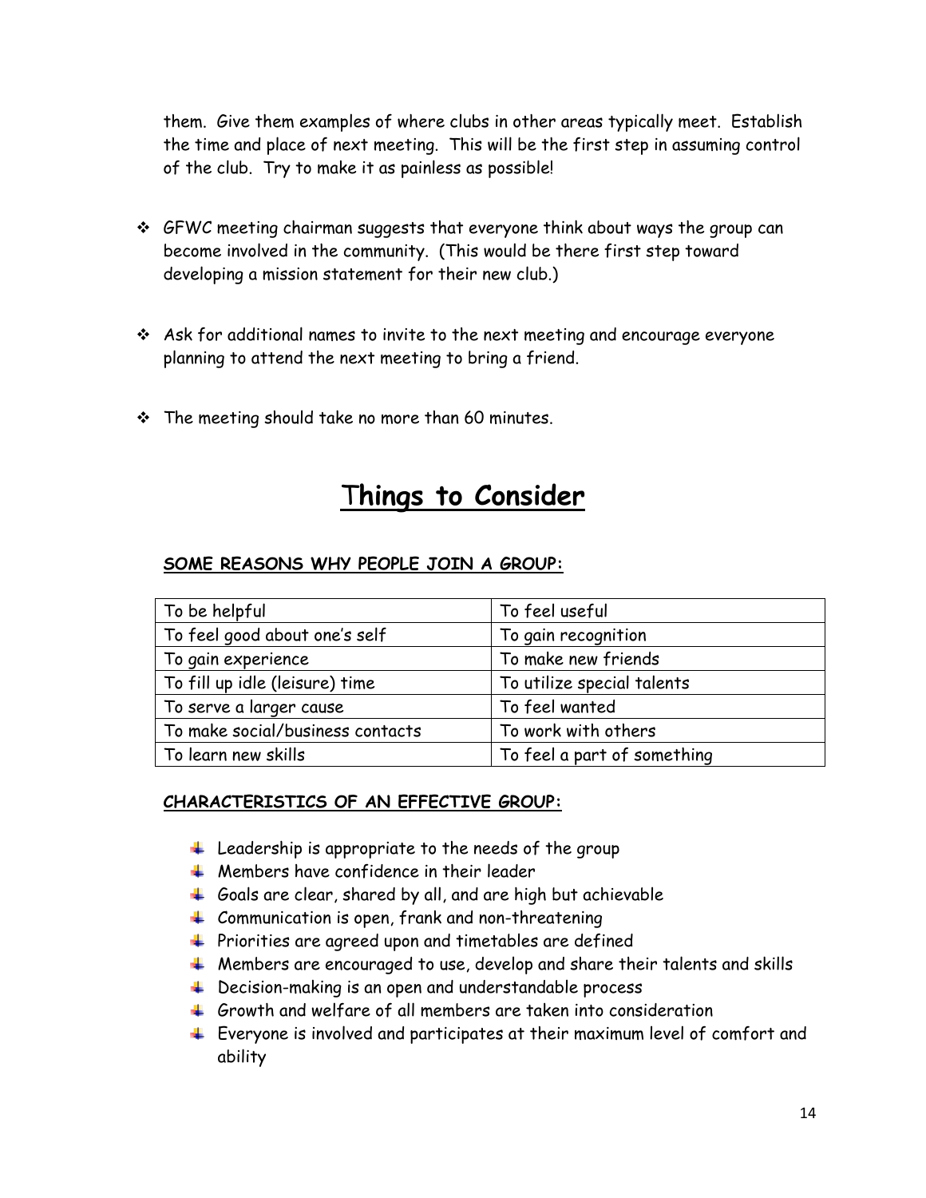them. Give them examples of where clubs in other areas typically meet. Establish the time and place of next meeting. This will be the first step in assuming control of the club. Try to make it as painless as possible!

- GFWC meeting chairman suggests that everyone think about ways the group can become involved in the community. (This would be there first step toward developing a mission statement for their new club.)

- Ask for additional names to invite to the next meeting and encourage everyone planning to attend the next meeting to bring a friend.

- The meeting should take no more than 60 minutes.

# Things to Consider

**SOME REASONS WHY PEOPLE JOIN A GROUP:**

| | |
|---|---|
| To be helpful | To feel useful |
| To feel good about one's self | To gain recognition |
| To gain experience | To make new friends |
| To fill up idle (leisure) time | To utilize special talents |
| To serve a larger cause | To feel wanted |
| To make social/business contacts | To work with others |
| To learn new skills | To feel a part of something |

**CHARACTERISTICS OF AN EFFECTIVE GROUP:**

- Leadership is appropriate to the needs of the group
- Members have confidence in their leader
- Goals are clear, shared by all, and are high but achievable
- Communication is open, frank and non-threatening
- Priorities are agreed upon and timetables are defined
- Members are encouraged to use, develop and share their talents and skills
- Decision-making is an open and understandable process
- Growth and welfare of all members are taken into consideration
- Everyone is involved and participates at their maximum level of comfort and ability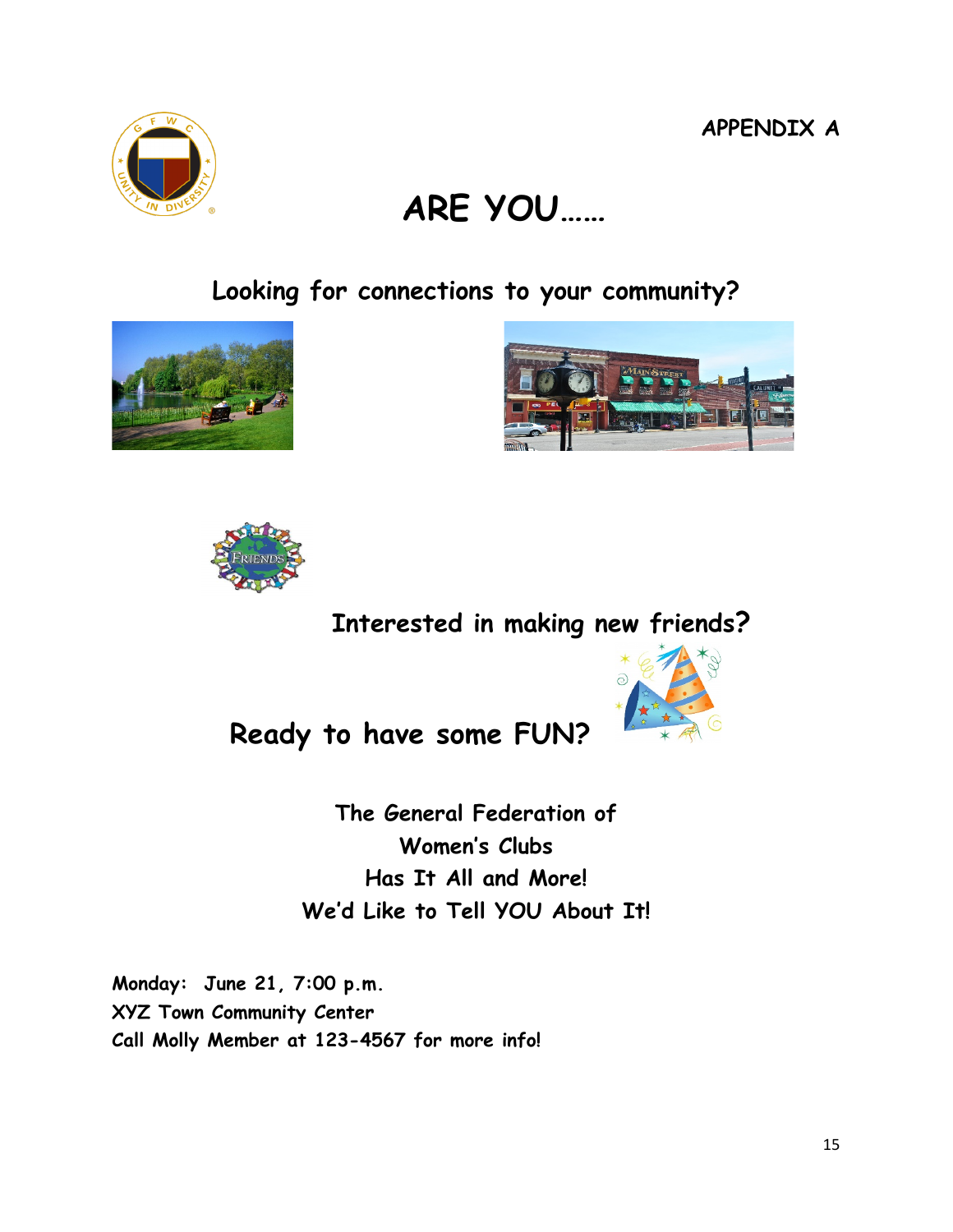APPENDIX A

# ARE YOU……

## Looking for connections to your community?

## Interested in making new friends?

## Ready to have some FUN?

**The General Federation of Women's Clubs Has It All and More! We'd Like to Tell YOU About It!**

**Monday: June 21, 7:00 p.m.**
**XYZ Town Community Center**
**Call Molly Member at 123-4567 for more info!**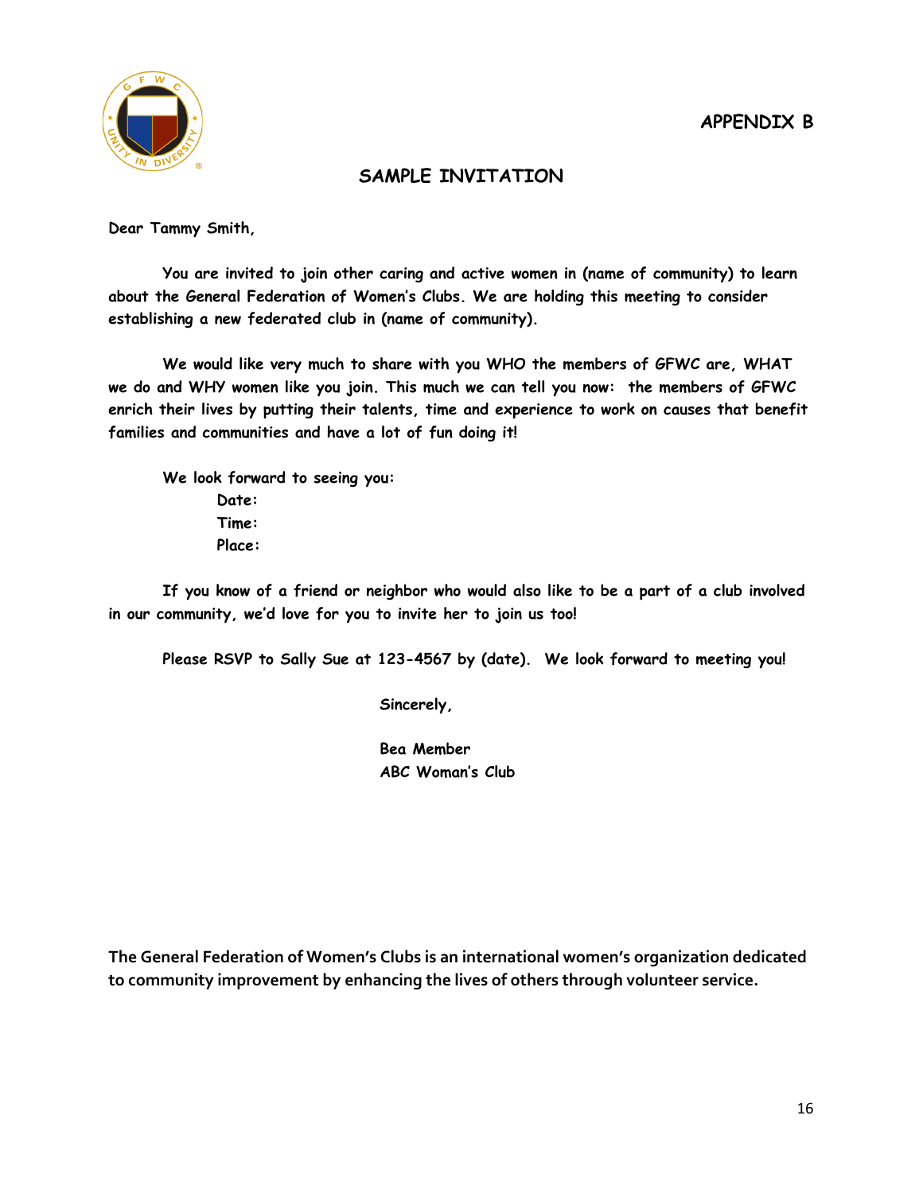## APPENDIX B

## SAMPLE INVITATION

Dear Tammy Smith,

You are invited to join other caring and active women in (name of community) to learn about the General Federation of Women's Clubs. We are holding this meeting to consider establishing a new federated club in (name of community).

We would like very much to share with you WHO the members of GFWC are, WHAT we do and WHY women like you join. This much we can tell you now: the members of GFWC enrich their lives by putting their talents, time and experience to work on causes that benefit families and communities and have a lot of fun doing it!

We look forward to seeing you:

Date:
Time:
Place:

If you know of a friend or neighbor who would also like to be a part of a club involved in our community, we'd love for you to invite her to join us too!

Please RSVP to Sally Sue at 123-4567 by (date). We look forward to meeting you!

Sincerely,

Bea Member
ABC Woman's Club

**The General Federation of Women's Clubs is an international women's organization dedicated to community improvement by enhancing the lives of others through volunteer service.**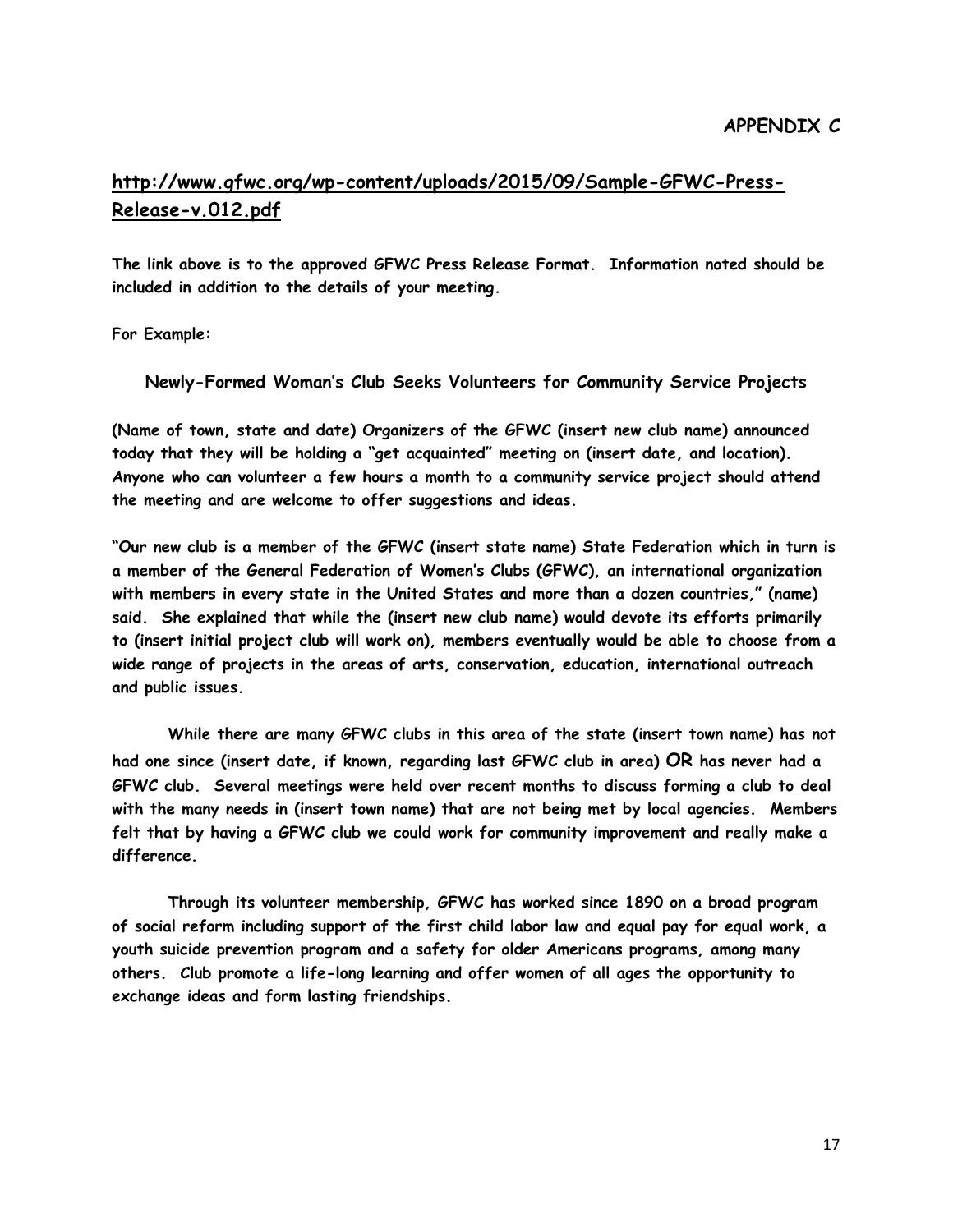# APPENDIX C

**http://www.gfwc.org/wp-content/uploads/2015/09/Sample-GFWC-Press-Release-v.012.pdf**

**The link above is to the approved GFWC Press Release Format. Information noted should be included in addition to the details of your meeting.**

**For Example:**

**Newly-Formed Woman's Club Seeks Volunteers for Community Service Projects**

**(Name of town, state and date) Organizers of the GFWC (insert new club name) announced today that they will be holding a "get acquainted" meeting on (insert date, and location). Anyone who can volunteer a few hours a month to a community service project should attend the meeting and are welcome to offer suggestions and ideas.**

**"Our new club is a member of the GFWC (insert state name) State Federation which in turn is a member of the General Federation of Women's Clubs (GFWC), an international organization with members in every state in the United States and more than a dozen countries," (name) said. She explained that while the (insert new club name) would devote its efforts primarily to (insert initial project club will work on), members eventually would be able to choose from a wide range of projects in the areas of arts, conservation, education, international outreach and public issues.**

**While there are many GFWC clubs in this area of the state (insert town name) has not had one since (insert date, if known, regarding last GFWC club in area) OR has never had a GFWC club. Several meetings were held over recent months to discuss forming a club to deal with the many needs in (insert town name) that are not being met by local agencies. Members felt that by having a GFWC club we could work for community improvement and really make a difference.**

**Through its volunteer membership, GFWC has worked since 1890 on a broad program of social reform including support of the first child labor law and equal pay for equal work, a youth suicide prevention program and a safety for older Americans programs, among many others. Club promote a life-long learning and offer women of all ages the opportunity to exchange ideas and form lasting friendships.**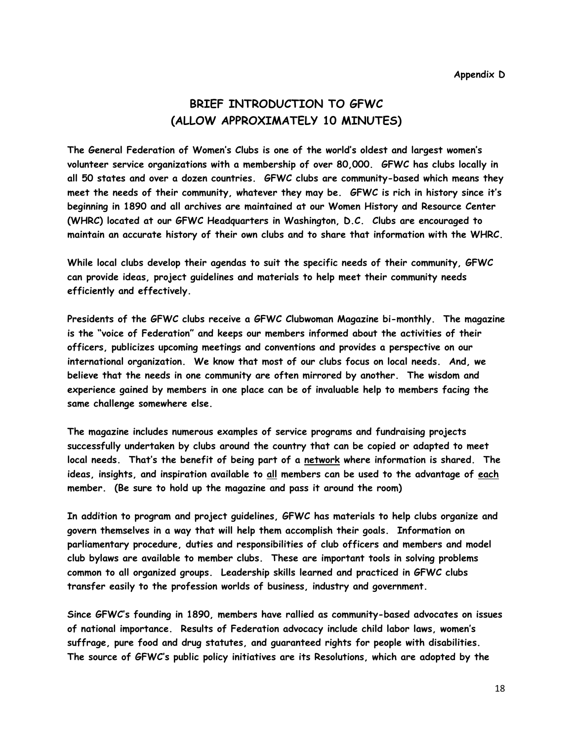**Appendix D**

# BRIEF INTRODUCTION TO GFWC
# (ALLOW APPROXIMATELY 10 MINUTES)

**The General Federation of Women's Clubs is one of the world's oldest and largest women's volunteer service organizations with a membership of over 80,000. GFWC has clubs locally in all 50 states and over a dozen countries. GFWC clubs are community-based which means they meet the needs of their community, whatever they may be. GFWC is rich in history since it's beginning in 1890 and all archives are maintained at our Women History and Resource Center (WHRC) located at our GFWC Headquarters in Washington, D.C. Clubs are encouraged to maintain an accurate history of their own clubs and to share that information with the WHRC.**

**While local clubs develop their agendas to suit the specific needs of their community, GFWC can provide ideas, project guidelines and materials to help meet their community needs efficiently and effectively.**

**Presidents of the GFWC clubs receive a GFWC Clubwoman Magazine bi-monthly. The magazine is the "voice of Federation" and keeps our members informed about the activities of their officers, publicizes upcoming meetings and conventions and provides a perspective on our international organization. We know that most of our clubs focus on local needs. And, we believe that the needs in one community are often mirrored by another. The wisdom and experience gained by members in one place can be of invaluable help to members facing the same challenge somewhere else.**

**The magazine includes numerous examples of service programs and fundraising projects successfully undertaken by clubs around the country that can be copied or adapted to meet local needs. That's the benefit of being part of a <u>network</u> where information is shared. The ideas, insights, and inspiration available to <u>all</u> members can be used to the advantage of <u>each</u> member. (Be sure to hold up the magazine and pass it around the room)**

**In addition to program and project guidelines, GFWC has materials to help clubs organize and govern themselves in a way that will help them accomplish their goals. Information on parliamentary procedure, duties and responsibilities of club officers and members and model club bylaws are available to member clubs. These are important tools in solving problems common to all organized groups. Leadership skills learned and practiced in GFWC clubs transfer easily to the profession worlds of business, industry and government.**

**Since GFWC's founding in 1890, members have rallied as community-based advocates on issues of national importance. Results of Federation advocacy include child labor laws, women's suffrage, pure food and drug statutes, and guaranteed rights for people with disabilities. The source of GFWC's public policy initiatives are its Resolutions, which are adopted by the**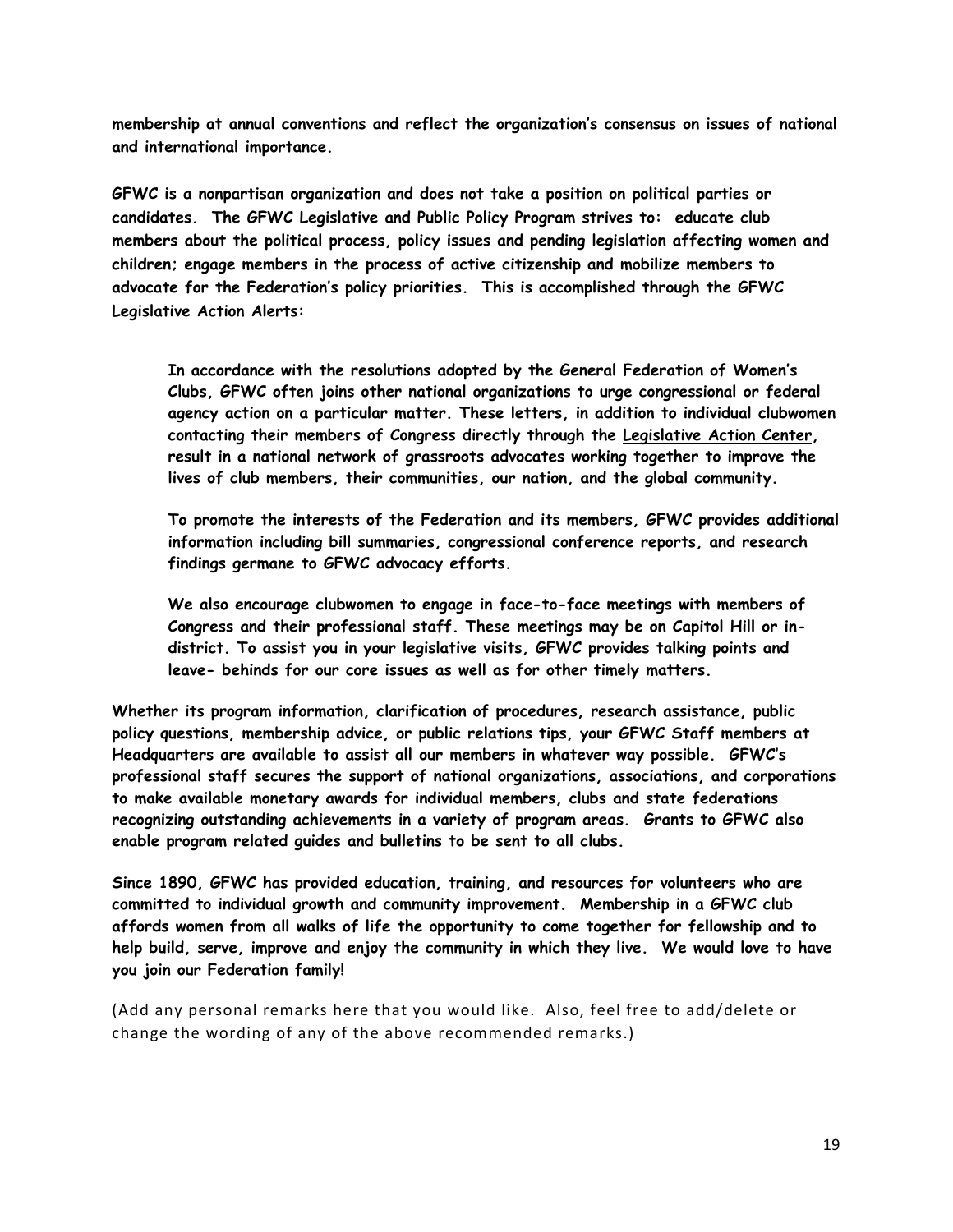**membership at annual conventions and reflect the organization's consensus on issues of national and international importance.**

**GFWC is a nonpartisan organization and does not take a position on political parties or candidates. The GFWC Legislative and Public Policy Program strives to: educate club members about the political process, policy issues and pending legislation affecting women and children; engage members in the process of active citizenship and mobilize members to advocate for the Federation's policy priorities. This is accomplished through the GFWC Legislative Action Alerts:**

> **In accordance with the resolutions adopted by the General Federation of Women's Clubs, GFWC often joins other national organizations to urge congressional or federal agency action on a particular matter. These letters, in addition to individual clubwomen contacting their members of Congress directly through the Legislative Action Center, result in a national network of grassroots advocates working together to improve the lives of club members, their communities, our nation, and the global community.**
>
> **To promote the interests of the Federation and its members, GFWC provides additional information including bill summaries, congressional conference reports, and research findings germane to GFWC advocacy efforts.**
>
> **We also encourage clubwomen to engage in face-to-face meetings with members of Congress and their professional staff. These meetings may be on Capitol Hill or in-district. To assist you in your legislative visits, GFWC provides talking points and leave- behinds for our core issues as well as for other timely matters.**

**Whether its program information, clarification of procedures, research assistance, public policy questions, membership advice, or public relations tips, your GFWC Staff members at Headquarters are available to assist all our members in whatever way possible. GFWC's professional staff secures the support of national organizations, associations, and corporations to make available monetary awards for individual members, clubs and state federations recognizing outstanding achievements in a variety of program areas. Grants to GFWC also enable program related guides and bulletins to be sent to all clubs.**

**Since 1890, GFWC has provided education, training, and resources for volunteers who are committed to individual growth and community improvement. Membership in a GFWC club affords women from all walks of life the opportunity to come together for fellowship and to help build, serve, improve and enjoy the community in which they live. We would love to have you join our Federation family!**

(Add any personal remarks here that you would like. Also, feel free to add/delete or change the wording of any of the above recommended remarks.)